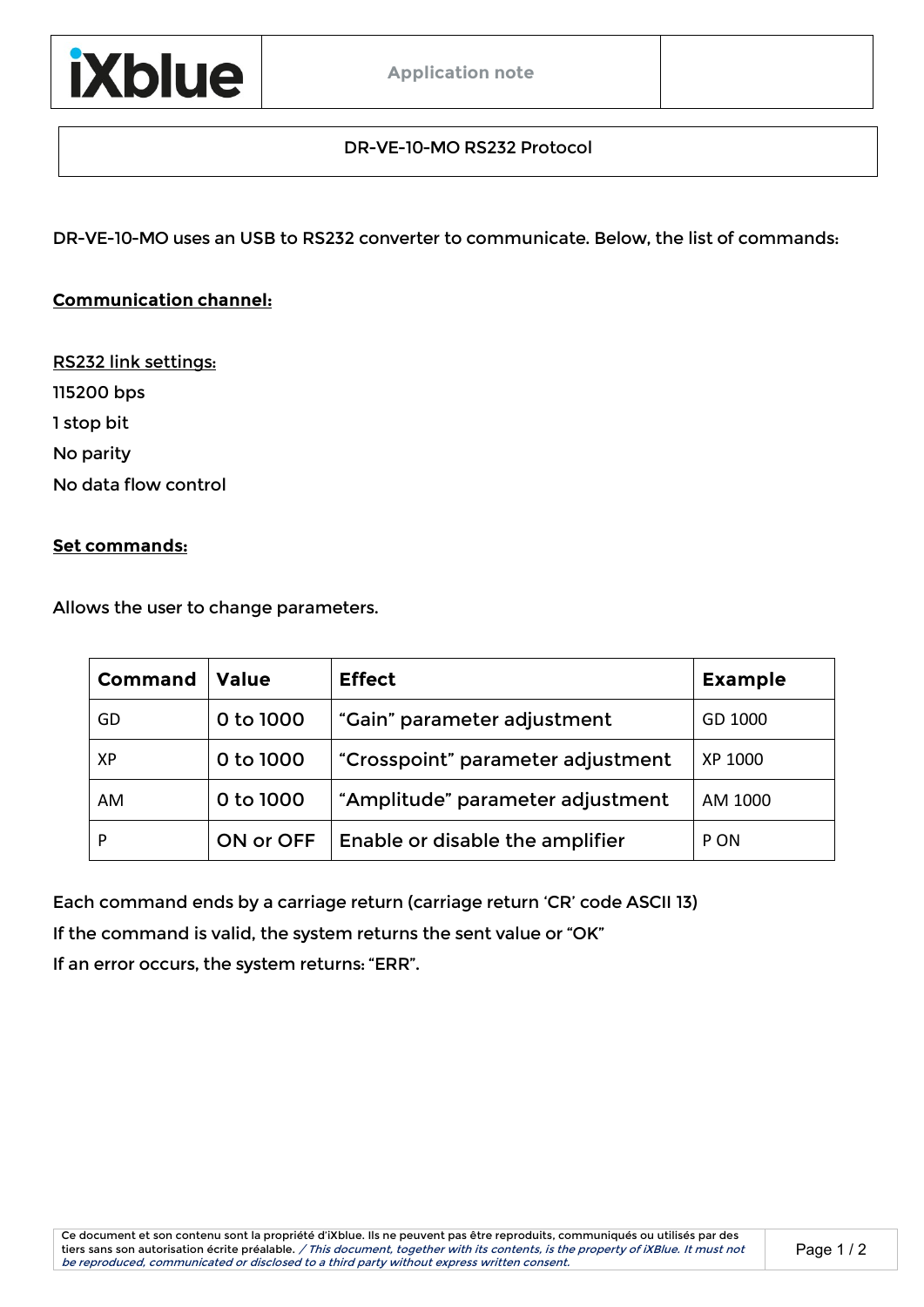iXblue

Application note

# DR-VE-10-MO RS232 Protocol

DR-VE-10-MO uses an USB to RS232 converter to communicate. Below, the list of commands:

**Communication channel:**

RS232 link settings:

115200 bps

1 stop bit

No parity

No data flow control

**Set commands:**

Allows the user to change parameters.

| Command | Value | Effect | Example |
|---|---|---|---|
| GD | 0 to 1000 | “Gain” parameter adjustment | GD 1000 |
| XP | 0 to 1000 | “Crosspoint” parameter adjustment | XP 1000 |
| AM | 0 to 1000 | “Amplitude” parameter adjustment | AM 1000 |
| P | ON or OFF | Enable or disable the amplifier | P ON |

Each command ends by a carriage return (carriage return ‘CR’ code ASCII 13)

If the command is valid, the system returns the sent value or “OK”

If an error occurs, the system returns: “ERR”.

Ce document et son contenu sont la propriété d'iXblue. Ils ne peuvent pas être reproduits, communiqués ou utilisés par des tiers sans son autorisation écrite préalable. */ This document, together with its contents, is the property of iXBlue. It must not be reproduced, communicated or disclosed to a third party without express written consent.*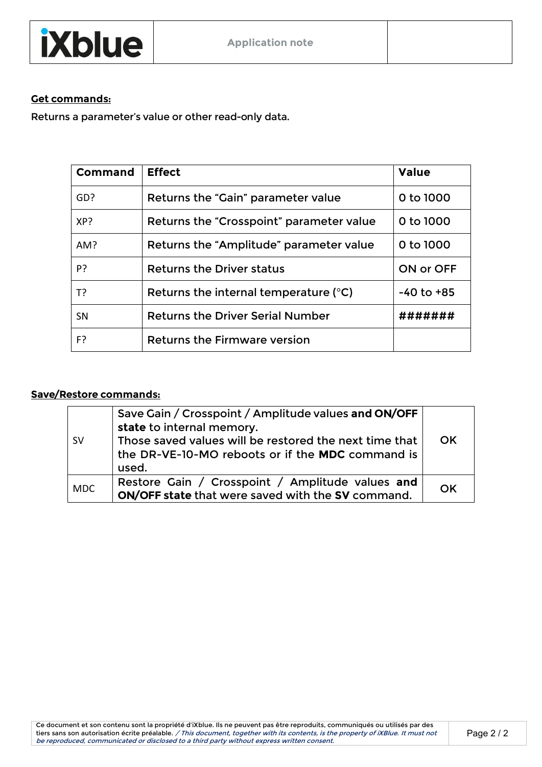**Get commands:**

Returns a parameter's value or other read-only data.

| Command | Effect | Value |
|---|---|---|
| GD? | Returns the "Gain" parameter value | 0 to 1000 |
| XP? | Returns the "Crosspoint" parameter value | 0 to 1000 |
| AM? | Returns the "Amplitude" parameter value | 0 to 1000 |
| P? | Returns the Driver status | ON or OFF |
| T? | Returns the internal temperature (°C) | -40 to +85 |
| SN | Returns the Driver Serial Number | ####### |
| F? | Returns the Firmware version | |

**Save/Restore commands:**

| | | |
|---|---|---|
| SV | Save Gain / Crosspoint / Amplitude values **and ON/OFF state** to internal memory. Those saved values will be restored the next time that the DR-VE-10-MO reboots or if the **MDC** command is used. | OK |
| MDC | Restore Gain / Crosspoint / Amplitude values **and ON/OFF state** that were saved with the **SV** command. | OK |

Ce document et son contenu sont la propriété d'iXblue. Ils ne peuvent pas être reproduits, communiqués ou utilisés par des tiers sans son autorisation écrite préalable. */ This document, together with its contents, is the property of iXBlue. It must not be reproduced, communicated or disclosed to a third party without express written consent.*